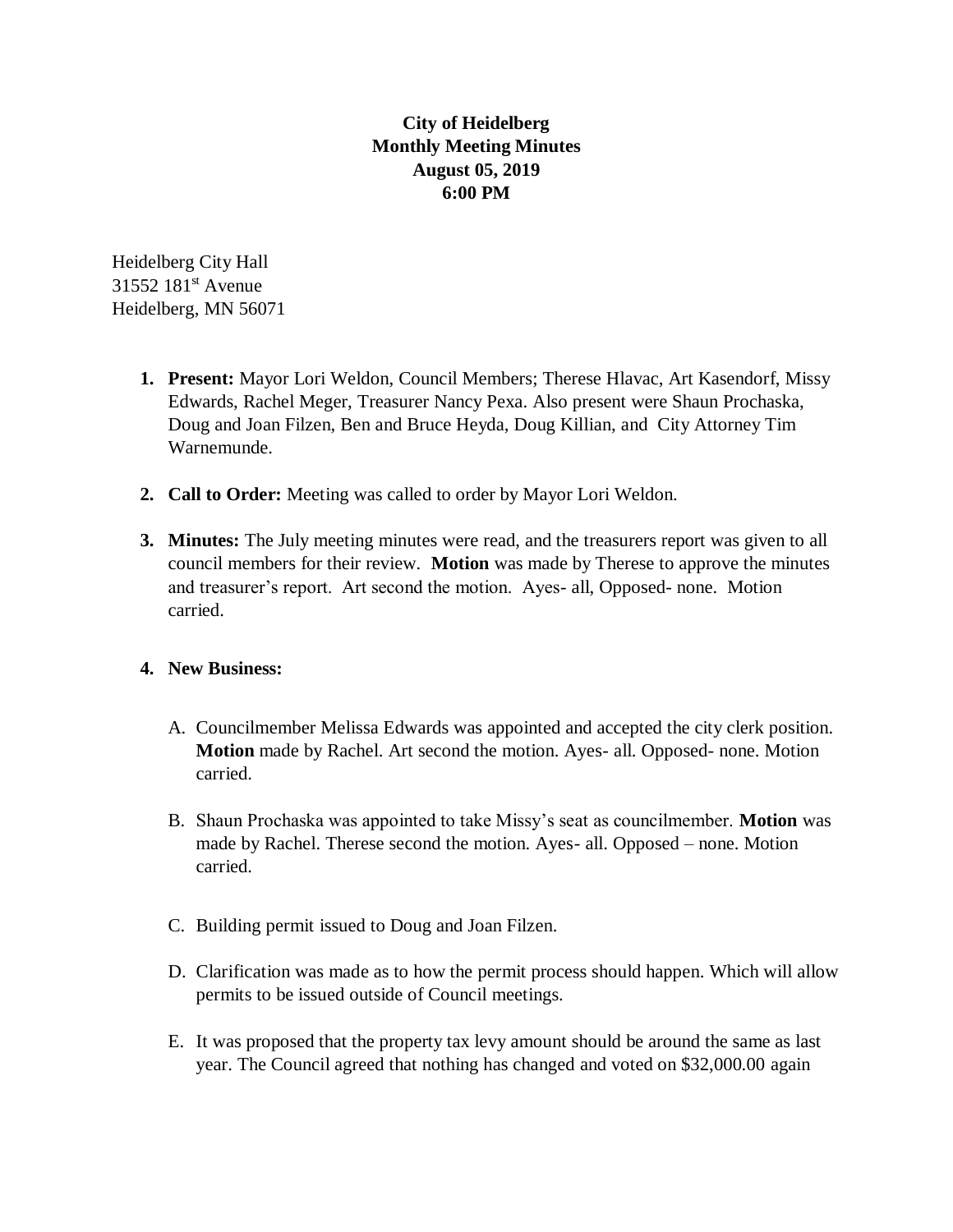**City of Heidelberg**
**Monthly Meeting Minutes**
**August 05, 2019**
**6:00 PM**

Heidelberg City Hall
31552 181st Avenue
Heidelberg, MN 56071

1. **Present:** Mayor Lori Weldon, Council Members; Therese Hlavac, Art Kasendorf, Missy Edwards, Rachel Meger, Treasurer Nancy Pexa. Also present were Shaun Prochaska, Doug and Joan Filzen, Ben and Bruce Heyda, Doug Killian, and City Attorney Tim Warnemunde.

2. **Call to Order:** Meeting was called to order by Mayor Lori Weldon.

3. **Minutes:** The July meeting minutes were read, and the treasurers report was given to all council members for their review. **Motion** was made by Therese to approve the minutes and treasurer's report. Art second the motion. Ayes- all, Opposed- none. Motion carried.

4. **New Business:**

   A. Councilmember Melissa Edwards was appointed and accepted the city clerk position. **Motion** made by Rachel. Art second the motion. Ayes- all. Opposed- none. Motion carried.

   B. Shaun Prochaska was appointed to take Missy's seat as councilmember. **Motion** was made by Rachel. Therese second the motion. Ayes- all. Opposed – none. Motion carried.

   C. Building permit issued to Doug and Joan Filzen.

   D. Clarification was made as to how the permit process should happen. Which will allow permits to be issued outside of Council meetings.

   E. It was proposed that the property tax levy amount should be around the same as last year. The Council agreed that nothing has changed and voted on $32,000.00 again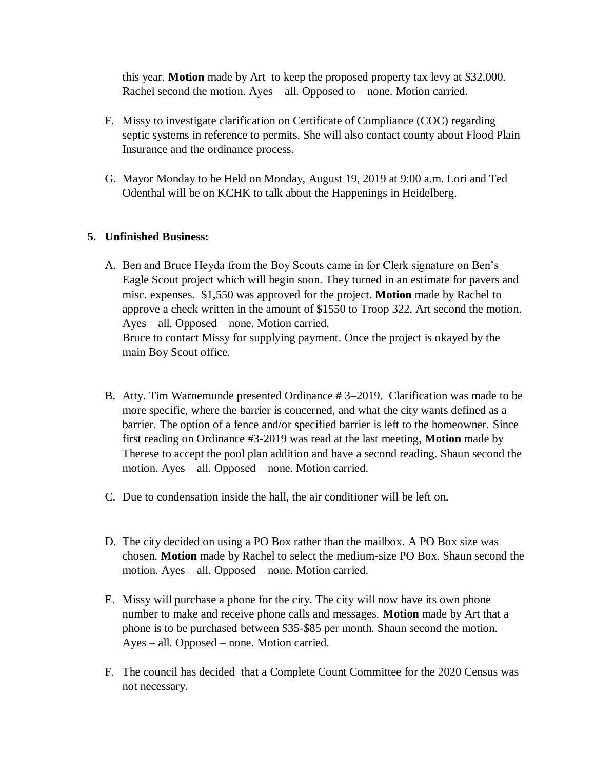this year. **Motion** made by Art to keep the proposed property tax levy at $32,000. Rachel second the motion. Ayes – all. Opposed to – none. Motion carried.

F. Missy to investigate clarification on Certificate of Compliance (COC) regarding septic systems in reference to permits. She will also contact county about Flood Plain Insurance and the ordinance process.

G. Mayor Monday to be Held on Monday, August 19, 2019 at 9:00 a.m. Lori and Ted Odenthal will be on KCHK to talk about the Happenings in Heidelberg.

**5. Unfinished Business:**

A. Ben and Bruce Heyda from the Boy Scouts came in for Clerk signature on Ben's Eagle Scout project which will begin soon. They turned in an estimate for pavers and misc. expenses. $1,550 was approved for the project. **Motion** made by Rachel to approve a check written in the amount of $1550 to Troop 322. Art second the motion. Ayes – all. Opposed – none. Motion carried.
Bruce to contact Missy for supplying payment. Once the project is okayed by the main Boy Scout office.

B. Atty. Tim Warnemunde presented Ordinance # 3–2019. Clarification was made to be more specific, where the barrier is concerned, and what the city wants defined as a barrier. The option of a fence and/or specified barrier is left to the homeowner. Since first reading on Ordinance #3-2019 was read at the last meeting, **Motion** made by Therese to accept the pool plan addition and have a second reading. Shaun second the motion. Ayes – all. Opposed – none. Motion carried.

C. Due to condensation inside the hall, the air conditioner will be left on.

D. The city decided on using a PO Box rather than the mailbox. A PO Box size was chosen. **Motion** made by Rachel to select the medium-size PO Box. Shaun second the motion. Ayes – all. Opposed – none. Motion carried.

E. Missy will purchase a phone for the city. The city will now have its own phone number to make and receive phone calls and messages. **Motion** made by Art that a phone is to be purchased between $35-$85 per month. Shaun second the motion. Ayes – all. Opposed – none. Motion carried.

F. The council has decided that a Complete Count Committee for the 2020 Census was not necessary.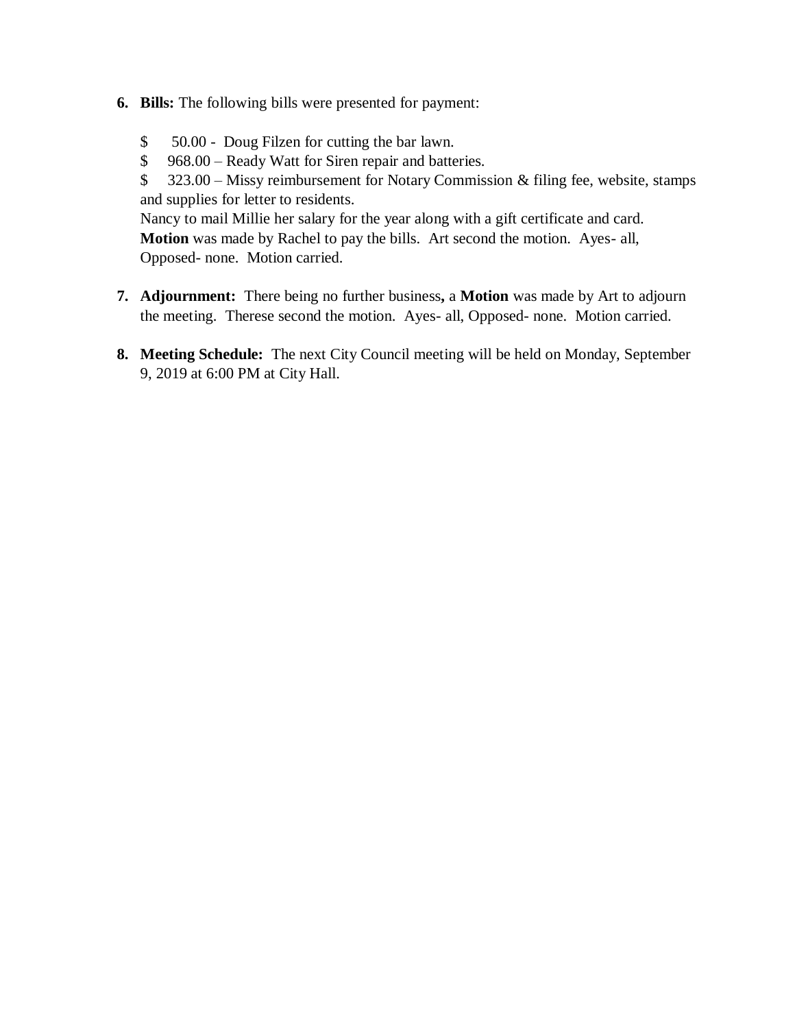6. **Bills:** The following bills were presented for payment:

   $ 50.00 - Doug Filzen for cutting the bar lawn.
   $ 968.00 – Ready Watt for Siren repair and batteries.
   $ 323.00 – Missy reimbursement for Notary Commission & filing fee, website, stamps and supplies for letter to residents.
   Nancy to mail Millie her salary for the year along with a gift certificate and card.
   **Motion** was made by Rachel to pay the bills. Art second the motion. Ayes- all, Opposed- none. Motion carried.

7. **Adjournment:** There being no further business**,** a **Motion** was made by Art to adjourn the meeting. Therese second the motion. Ayes- all, Opposed- none. Motion carried.

8. **Meeting Schedule:** The next City Council meeting will be held on Monday, September 9, 2019 at 6:00 PM at City Hall.